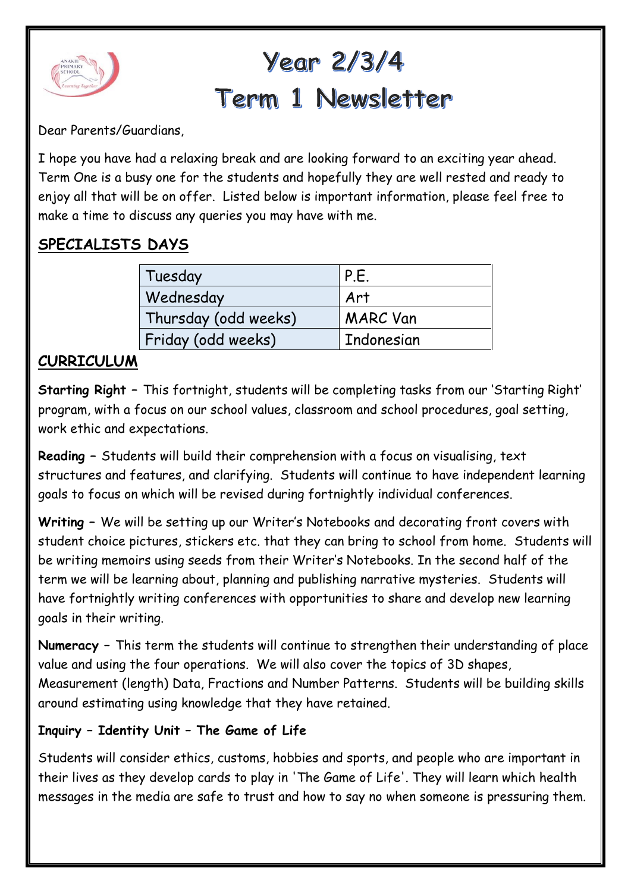# Year 2/3/4
# Term 1 Newsletter

Dear Parents/Guardians,

I hope you have had a relaxing break and are looking forward to an exciting year ahead. Term One is a busy one for the students and hopefully they are well rested and ready to enjoy all that will be on offer. Listed below is important information, please feel free to make a time to discuss any queries you may have with me.

## SPECIALISTS DAYS

| | |
|---|---|
| Tuesday | P.E. |
| Wednesday | Art |
| Thursday (odd weeks) | MARC Van |
| Friday (odd weeks) | Indonesian |

## CURRICULUM

**Starting Right** – This fortnight, students will be completing tasks from our 'Starting Right' program, with a focus on our school values, classroom and school procedures, goal setting, work ethic and expectations.

**Reading** – Students will build their comprehension with a focus on visualising, text structures and features, and clarifying. Students will continue to have independent learning goals to focus on which will be revised during fortnightly individual conferences.

**Writing** – We will be setting up our Writer's Notebooks and decorating front covers with student choice pictures, stickers etc. that they can bring to school from home. Students will be writing memoirs using seeds from their Writer's Notebooks. In the second half of the term we will be learning about, planning and publishing narrative mysteries. Students will have fortnightly writing conferences with opportunities to share and develop new learning goals in their writing.

**Numeracy** – This term the students will continue to strengthen their understanding of place value and using the four operations. We will also cover the topics of 3D shapes, Measurement (length) Data, Fractions and Number Patterns. Students will be building skills around estimating using knowledge that they have retained.

**Inquiry – Identity Unit – The Game of Life**

Students will consider ethics, customs, hobbies and sports, and people who are important in their lives as they develop cards to play in 'The Game of Life'. They will learn which health messages in the media are safe to trust and how to say no when someone is pressuring them.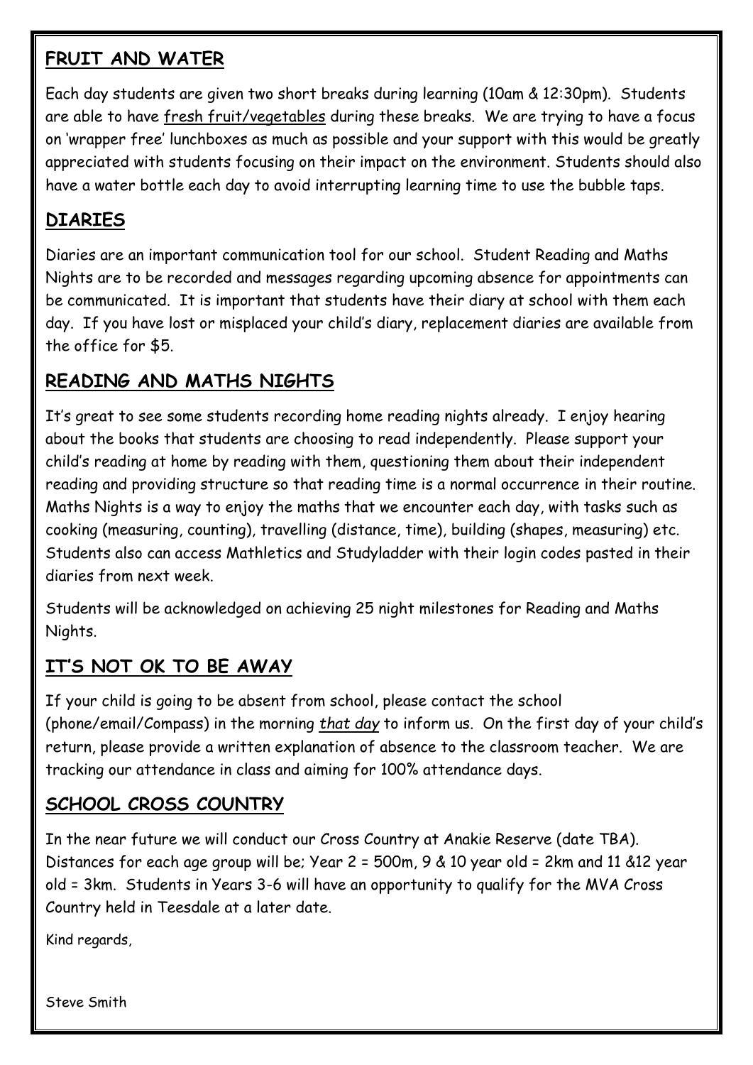## FRUIT AND WATER

Each day students are given two short breaks during learning (10am & 12:30pm). Students are able to have fresh fruit/vegetables during these breaks. We are trying to have a focus on 'wrapper free' lunchboxes as much as possible and your support with this would be greatly appreciated with students focusing on their impact on the environment. Students should also have a water bottle each day to avoid interrupting learning time to use the bubble taps.

## DIARIES

Diaries are an important communication tool for our school. Student Reading and Maths Nights are to be recorded and messages regarding upcoming absence for appointments can be communicated. It is important that students have their diary at school with them each day. If you have lost or misplaced your child's diary, replacement diaries are available from the office for $5.

## READING AND MATHS NIGHTS

It's great to see some students recording home reading nights already. I enjoy hearing about the books that students are choosing to read independently. Please support your child's reading at home by reading with them, questioning them about their independent reading and providing structure so that reading time is a normal occurrence in their routine. Maths Nights is a way to enjoy the maths that we encounter each day, with tasks such as cooking (measuring, counting), travelling (distance, time), building (shapes, measuring) etc. Students also can access Mathletics and Studyladder with their login codes pasted in their diaries from next week.

Students will be acknowledged on achieving 25 night milestones for Reading and Maths Nights.

## IT'S NOT OK TO BE AWAY

If your child is going to be absent from school, please contact the school (phone/email/Compass) in the morning *that day* to inform us. On the first day of your child's return, please provide a written explanation of absence to the classroom teacher. We are tracking our attendance in class and aiming for 100% attendance days.

## SCHOOL CROSS COUNTRY

In the near future we will conduct our Cross Country at Anakie Reserve (date TBA). Distances for each age group will be; Year 2 = 500m, 9 & 10 year old = 2km and 11 &12 year old = 3km. Students in Years 3-6 will have an opportunity to qualify for the MVA Cross Country held in Teesdale at a later date.

Kind regards,

Steve Smith